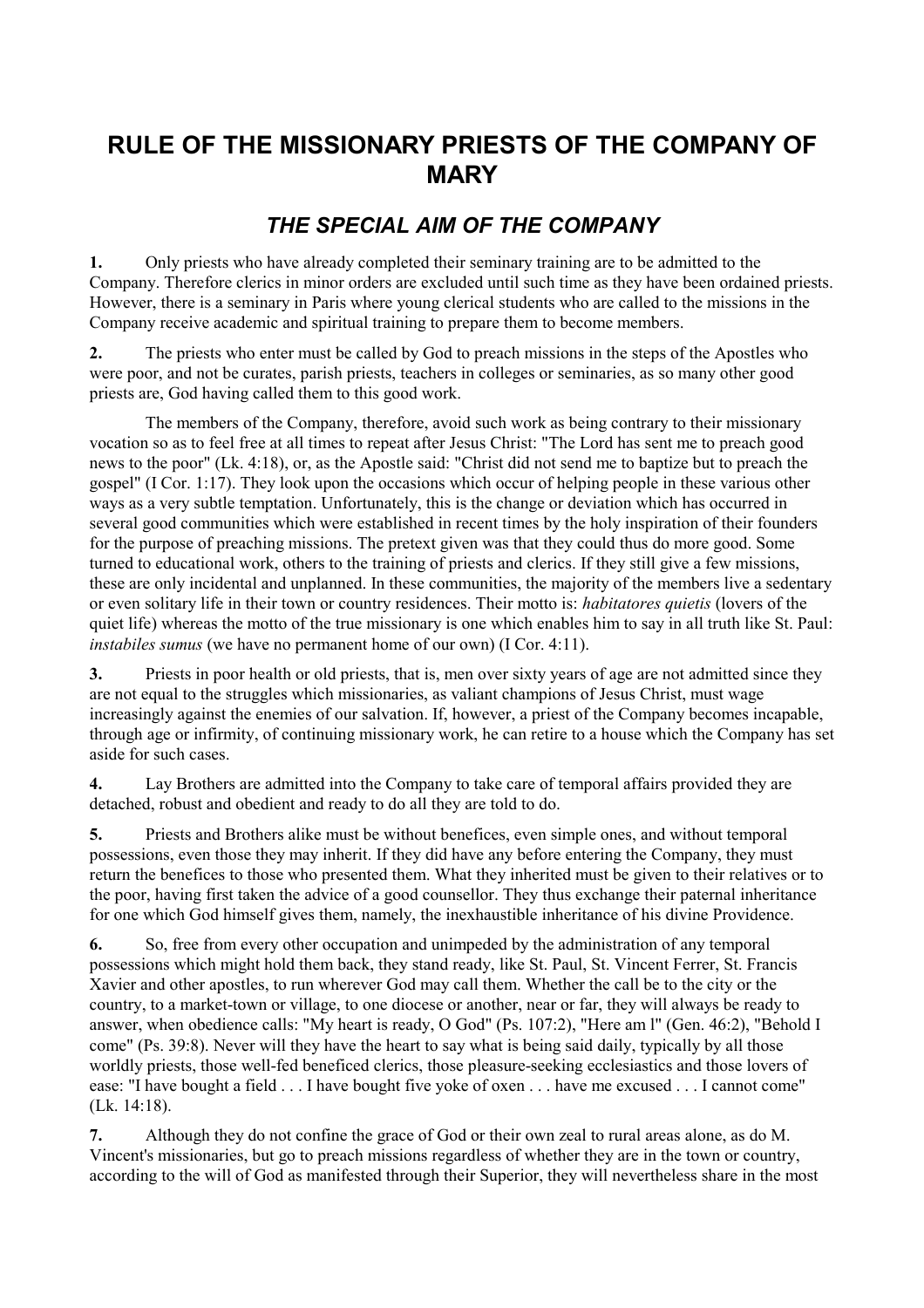# RULE OF THE MISSIONARY PRIESTS OF THE COMPANY OF MARY

## *THE SPECIAL AIM OF THE COMPANY*

**1.** Only priests who have already completed their seminary training are to be admitted to the Company. Therefore clerics in minor orders are excluded until such time as they have been ordained priests. However, there is a seminary in Paris where young clerical students who are called to the missions in the Company receive academic and spiritual training to prepare them to become members.

**2.** The priests who enter must be called by God to preach missions in the steps of the Apostles who were poor, and not be curates, parish priests, teachers in colleges or seminaries, as so many other good priests are, God having called them to this good work.

The members of the Company, therefore, avoid such work as being contrary to their missionary vocation so as to feel free at all times to repeat after Jesus Christ: "The Lord has sent me to preach good news to the poor" (Lk. 4:18), or, as the Apostle said: "Christ did not send me to baptize but to preach the gospel" (I Cor. 1:17). They look upon the occasions which occur of helping people in these various other ways as a very subtle temptation. Unfortunately, this is the change or deviation which has occurred in several good communities which were established in recent times by the holy inspiration of their founders for the purpose of preaching missions. The pretext given was that they could thus do more good. Some turned to educational work, others to the training of priests and clerics. If they still give a few missions, these are only incidental and unplanned. In these communities, the majority of the members live a sedentary or even solitary life in their town or country residences. Their motto is: *habitatores quietis* (lovers of the quiet life) whereas the motto of the true missionary is one which enables him to say in all truth like St. Paul: *instabiles sumus* (we have no permanent home of our own) (I Cor. 4:11).

**3.** Priests in poor health or old priests, that is, men over sixty years of age are not admitted since they are not equal to the struggles which missionaries, as valiant champions of Jesus Christ, must wage increasingly against the enemies of our salvation. If, however, a priest of the Company becomes incapable, through age or infirmity, of continuing missionary work, he can retire to a house which the Company has set aside for such cases.

**4.** Lay Brothers are admitted into the Company to take care of temporal affairs provided they are detached, robust and obedient and ready to do all they are told to do.

**5.** Priests and Brothers alike must be without benefices, even simple ones, and without temporal possessions, even those they may inherit. If they did have any before entering the Company, they must return the benefices to those who presented them. What they inherited must be given to their relatives or to the poor, having first taken the advice of a good counsellor. They thus exchange their paternal inheritance for one which God himself gives them, namely, the inexhaustible inheritance of his divine Providence.

**6.** So, free from every other occupation and unimpeded by the administration of any temporal possessions which might hold them back, they stand ready, like St. Paul, St. Vincent Ferrer, St. Francis Xavier and other apostles, to run wherever God may call them. Whether the call be to the city or the country, to a market-town or village, to one diocese or another, near or far, they will always be ready to answer, when obedience calls: "My heart is ready, O God" (Ps. 107:2), "Here am l" (Gen. 46:2), "Behold I come" (Ps. 39:8). Never will they have the heart to say what is being said daily, typically by all those worldly priests, those well-fed beneficed clerics, those pleasure-seeking ecclesiastics and those lovers of ease: "I have bought a field . . . I have bought five yoke of oxen . . . have me excused . . . I cannot come" (Lk. 14:18).

**7.** Although they do not confine the grace of God or their own zeal to rural areas alone, as do M. Vincent's missionaries, but go to preach missions regardless of whether they are in the town or country, according to the will of God as manifested through their Superior, they will nevertheless share in the most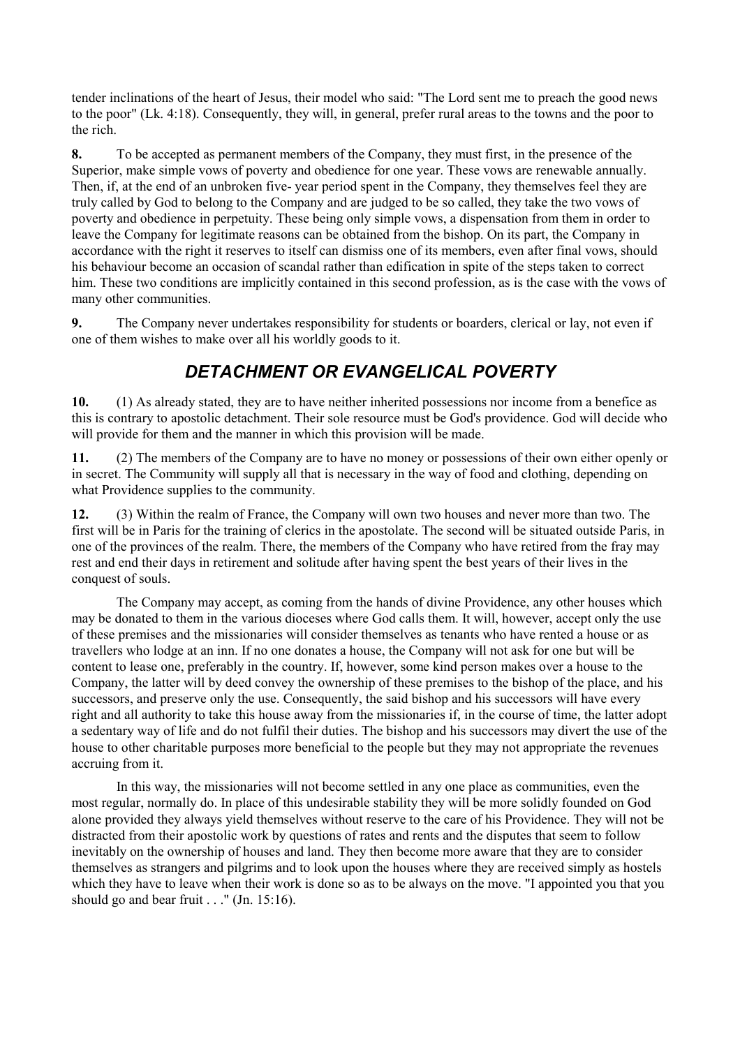tender inclinations of the heart of Jesus, their model who said: "The Lord sent me to preach the good news to the poor" (Lk. 4:18). Consequently, they will, in general, prefer rural areas to the towns and the poor to the rich.

**8.** To be accepted as permanent members of the Company, they must first, in the presence of the Superior, make simple vows of poverty and obedience for one year. These vows are renewable annually. Then, if, at the end of an unbroken five- year period spent in the Company, they themselves feel they are truly called by God to belong to the Company and are judged to be so called, they take the two vows of poverty and obedience in perpetuity. These being only simple vows, a dispensation from them in order to leave the Company for legitimate reasons can be obtained from the bishop. On its part, the Company in accordance with the right it reserves to itself can dismiss one of its members, even after final vows, should his behaviour become an occasion of scandal rather than edification in spite of the steps taken to correct him. These two conditions are implicitly contained in this second profession, as is the case with the vows of many other communities.

**9.** The Company never undertakes responsibility for students or boarders, clerical or lay, not even if one of them wishes to make over all his worldly goods to it.

## *DETACHMENT OR EVANGELICAL POVERTY*

**10.** (1) As already stated, they are to have neither inherited possessions nor income from a benefice as this is contrary to apostolic detachment. Their sole resource must be God's providence. God will decide who will provide for them and the manner in which this provision will be made.

**11.** (2) The members of the Company are to have no money or possessions of their own either openly or in secret. The Community will supply all that is necessary in the way of food and clothing, depending on what Providence supplies to the community.

**12.** (3) Within the realm of France, the Company will own two houses and never more than two. The first will be in Paris for the training of clerics in the apostolate. The second will be situated outside Paris, in one of the provinces of the realm. There, the members of the Company who have retired from the fray may rest and end their days in retirement and solitude after having spent the best years of their lives in the conquest of souls.

The Company may accept, as coming from the hands of divine Providence, any other houses which may be donated to them in the various dioceses where God calls them. It will, however, accept only the use of these premises and the missionaries will consider themselves as tenants who have rented a house or as travellers who lodge at an inn. If no one donates a house, the Company will not ask for one but will be content to lease one, preferably in the country. If, however, some kind person makes over a house to the Company, the latter will by deed convey the ownership of these premises to the bishop of the place, and his successors, and preserve only the use. Consequently, the said bishop and his successors will have every right and all authority to take this house away from the missionaries if, in the course of time, the latter adopt a sedentary way of life and do not fulfil their duties. The bishop and his successors may divert the use of the house to other charitable purposes more beneficial to the people but they may not appropriate the revenues accruing from it.

In this way, the missionaries will not become settled in any one place as communities, even the most regular, normally do. In place of this undesirable stability they will be more solidly founded on God alone provided they always yield themselves without reserve to the care of his Providence. They will not be distracted from their apostolic work by questions of rates and rents and the disputes that seem to follow inevitably on the ownership of houses and land. They then become more aware that they are to consider themselves as strangers and pilgrims and to look upon the houses where they are received simply as hostels which they have to leave when their work is done so as to be always on the move. "I appointed you that you should go and bear fruit . . ." (Jn. 15:16).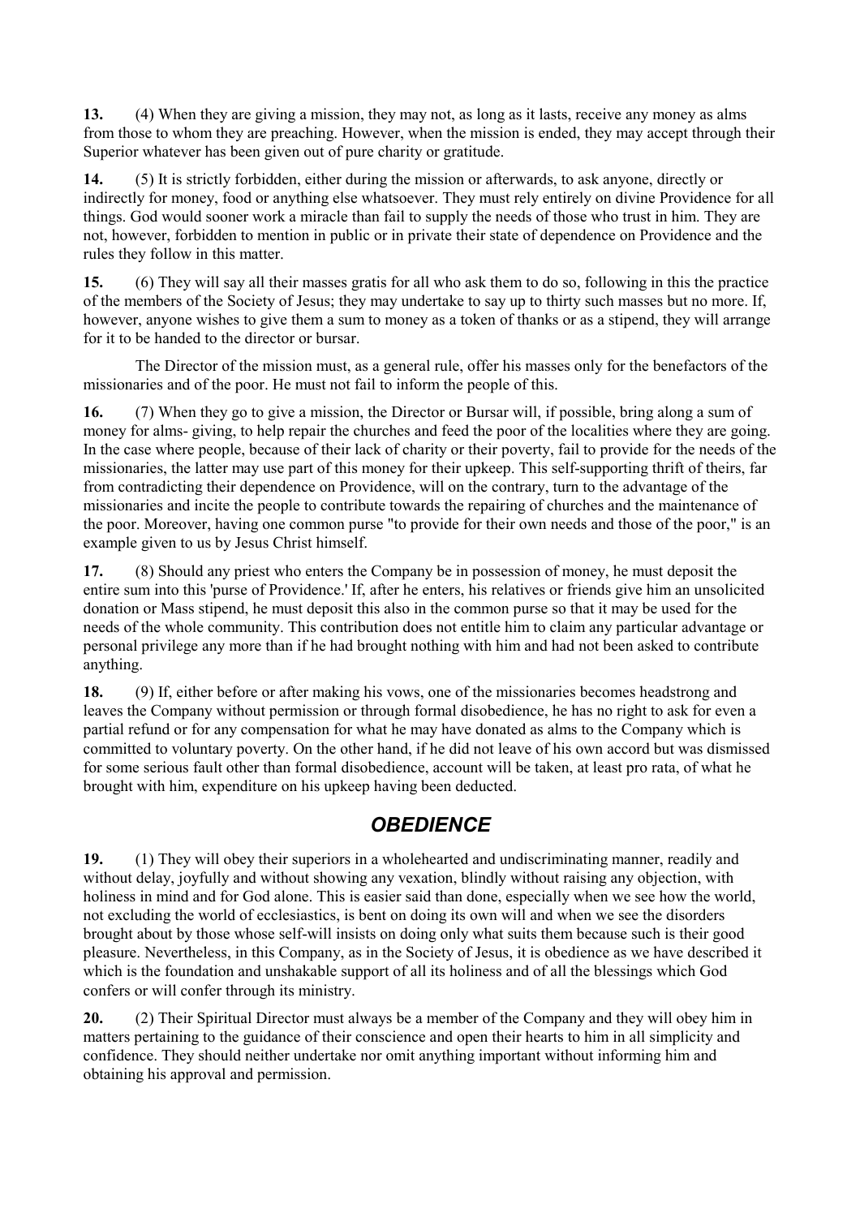**13.** (4) When they are giving a mission, they may not, as long as it lasts, receive any money as alms from those to whom they are preaching. However, when the mission is ended, they may accept through their Superior whatever has been given out of pure charity or gratitude.

**14.** (5) It is strictly forbidden, either during the mission or afterwards, to ask anyone, directly or indirectly for money, food or anything else whatsoever. They must rely entirely on divine Providence for all things. God would sooner work a miracle than fail to supply the needs of those who trust in him. They are not, however, forbidden to mention in public or in private their state of dependence on Providence and the rules they follow in this matter.

**15.** (6) They will say all their masses gratis for all who ask them to do so, following in this the practice of the members of the Society of Jesus; they may undertake to say up to thirty such masses but no more. If, however, anyone wishes to give them a sum to money as a token of thanks or as a stipend, they will arrange for it to be handed to the director or bursar.

The Director of the mission must, as a general rule, offer his masses only for the benefactors of the missionaries and of the poor. He must not fail to inform the people of this.

**16.** (7) When they go to give a mission, the Director or Bursar will, if possible, bring along a sum of money for alms- giving, to help repair the churches and feed the poor of the localities where they are going. In the case where people, because of their lack of charity or their poverty, fail to provide for the needs of the missionaries, the latter may use part of this money for their upkeep. This self-supporting thrift of theirs, far from contradicting their dependence on Providence, will on the contrary, turn to the advantage of the missionaries and incite the people to contribute towards the repairing of churches and the maintenance of the poor. Moreover, having one common purse "to provide for their own needs and those of the poor," is an example given to us by Jesus Christ himself.

**17.** (8) Should any priest who enters the Company be in possession of money, he must deposit the entire sum into this 'purse of Providence.' If, after he enters, his relatives or friends give him an unsolicited donation or Mass stipend, he must deposit this also in the common purse so that it may be used for the needs of the whole community. This contribution does not entitle him to claim any particular advantage or personal privilege any more than if he had brought nothing with him and had not been asked to contribute anything.

**18.** (9) If, either before or after making his vows, one of the missionaries becomes headstrong and leaves the Company without permission or through formal disobedience, he has no right to ask for even a partial refund or for any compensation for what he may have donated as alms to the Company which is committed to voluntary poverty. On the other hand, if he did not leave of his own accord but was dismissed for some serious fault other than formal disobedience, account will be taken, at least pro rata, of what he brought with him, expenditure on his upkeep having been deducted.

## *OBEDIENCE*

**19.** (1) They will obey their superiors in a wholehearted and undiscriminating manner, readily and without delay, joyfully and without showing any vexation, blindly without raising any objection, with holiness in mind and for God alone. This is easier said than done, especially when we see how the world, not excluding the world of ecclesiastics, is bent on doing its own will and when we see the disorders brought about by those whose self-will insists on doing only what suits them because such is their good pleasure. Nevertheless, in this Company, as in the Society of Jesus, it is obedience as we have described it which is the foundation and unshakable support of all its holiness and of all the blessings which God confers or will confer through its ministry.

**20.** (2) Their Spiritual Director must always be a member of the Company and they will obey him in matters pertaining to the guidance of their conscience and open their hearts to him in all simplicity and confidence. They should neither undertake nor omit anything important without informing him and obtaining his approval and permission.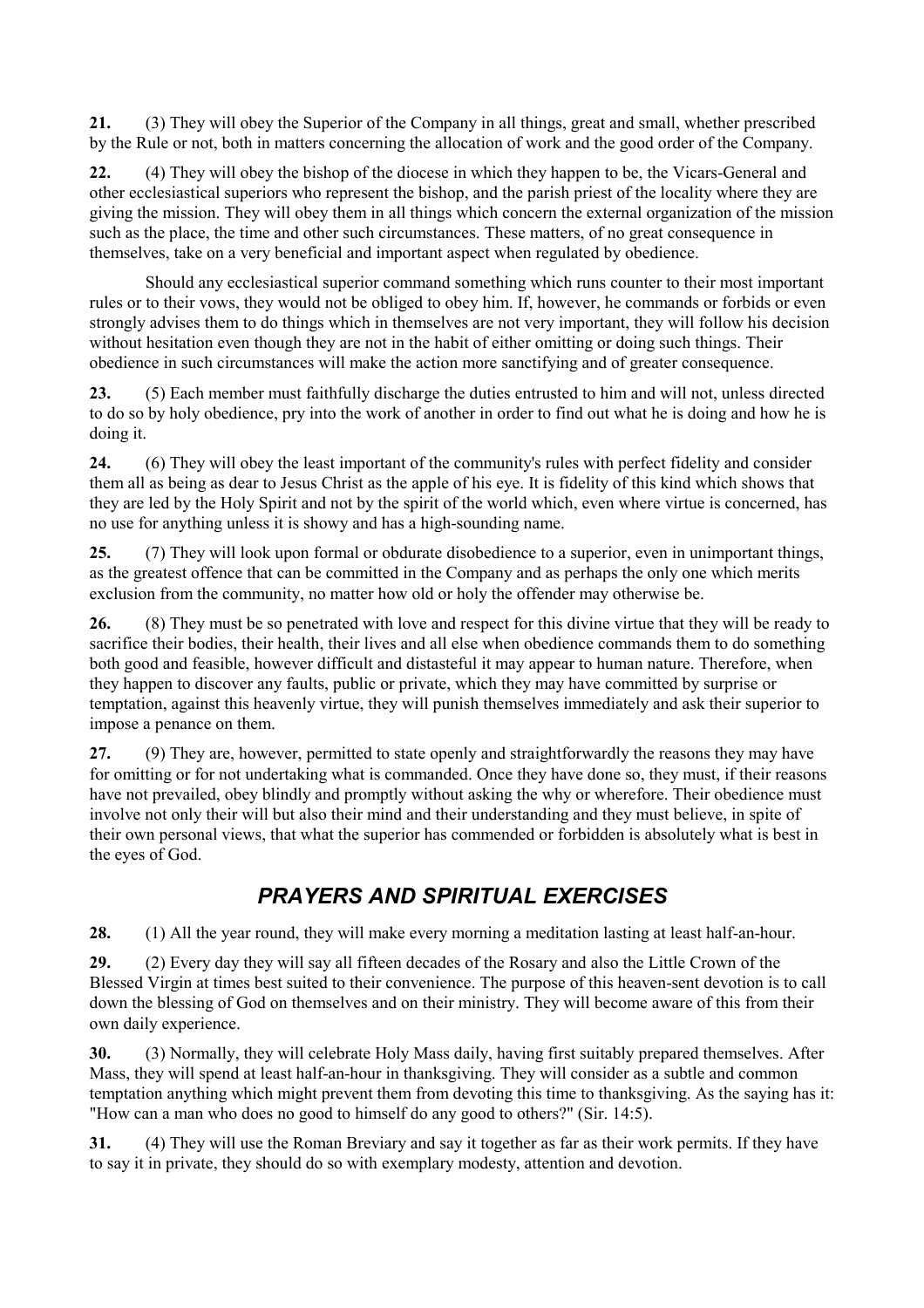**21.** (3) They will obey the Superior of the Company in all things, great and small, whether prescribed by the Rule or not, both in matters concerning the allocation of work and the good order of the Company.

**22.** (4) They will obey the bishop of the diocese in which they happen to be, the Vicars-General and other ecclesiastical superiors who represent the bishop, and the parish priest of the locality where they are giving the mission. They will obey them in all things which concern the external organization of the mission such as the place, the time and other such circumstances. These matters, of no great consequence in themselves, take on a very beneficial and important aspect when regulated by obedience.

Should any ecclesiastical superior command something which runs counter to their most important rules or to their vows, they would not be obliged to obey him. If, however, he commands or forbids or even strongly advises them to do things which in themselves are not very important, they will follow his decision without hesitation even though they are not in the habit of either omitting or doing such things. Their obedience in such circumstances will make the action more sanctifying and of greater consequence.

**23.** (5) Each member must faithfully discharge the duties entrusted to him and will not, unless directed to do so by holy obedience, pry into the work of another in order to find out what he is doing and how he is doing it.

**24.** (6) They will obey the least important of the community's rules with perfect fidelity and consider them all as being as dear to Jesus Christ as the apple of his eye. It is fidelity of this kind which shows that they are led by the Holy Spirit and not by the spirit of the world which, even where virtue is concerned, has no use for anything unless it is showy and has a high-sounding name.

**25.** (7) They will look upon formal or obdurate disobedience to a superior, even in unimportant things, as the greatest offence that can be committed in the Company and as perhaps the only one which merits exclusion from the community, no matter how old or holy the offender may otherwise be.

**26.** (8) They must be so penetrated with love and respect for this divine virtue that they will be ready to sacrifice their bodies, their health, their lives and all else when obedience commands them to do something both good and feasible, however difficult and distasteful it may appear to human nature. Therefore, when they happen to discover any faults, public or private, which they may have committed by surprise or temptation, against this heavenly virtue, they will punish themselves immediately and ask their superior to impose a penance on them.

**27.** (9) They are, however, permitted to state openly and straightforwardly the reasons they may have for omitting or for not undertaking what is commanded. Once they have done so, they must, if their reasons have not prevailed, obey blindly and promptly without asking the why or wherefore. Their obedience must involve not only their will but also their mind and their understanding and they must believe, in spite of their own personal views, that what the superior has commended or forbidden is absolutely what is best in the eyes of God.

## *PRAYERS AND SPIRITUAL EXERCISES*

**28.** (1) All the year round, they will make every morning a meditation lasting at least half-an-hour.

**29.** (2) Every day they will say all fifteen decades of the Rosary and also the Little Crown of the Blessed Virgin at times best suited to their convenience. The purpose of this heaven-sent devotion is to call down the blessing of God on themselves and on their ministry. They will become aware of this from their own daily experience.

**30.** (3) Normally, they will celebrate Holy Mass daily, having first suitably prepared themselves. After Mass, they will spend at least half-an-hour in thanksgiving. They will consider as a subtle and common temptation anything which might prevent them from devoting this time to thanksgiving. As the saying has it: "How can a man who does no good to himself do any good to others?" (Sir. 14:5).

**31.** (4) They will use the Roman Breviary and say it together as far as their work permits. If they have to say it in private, they should do so with exemplary modesty, attention and devotion.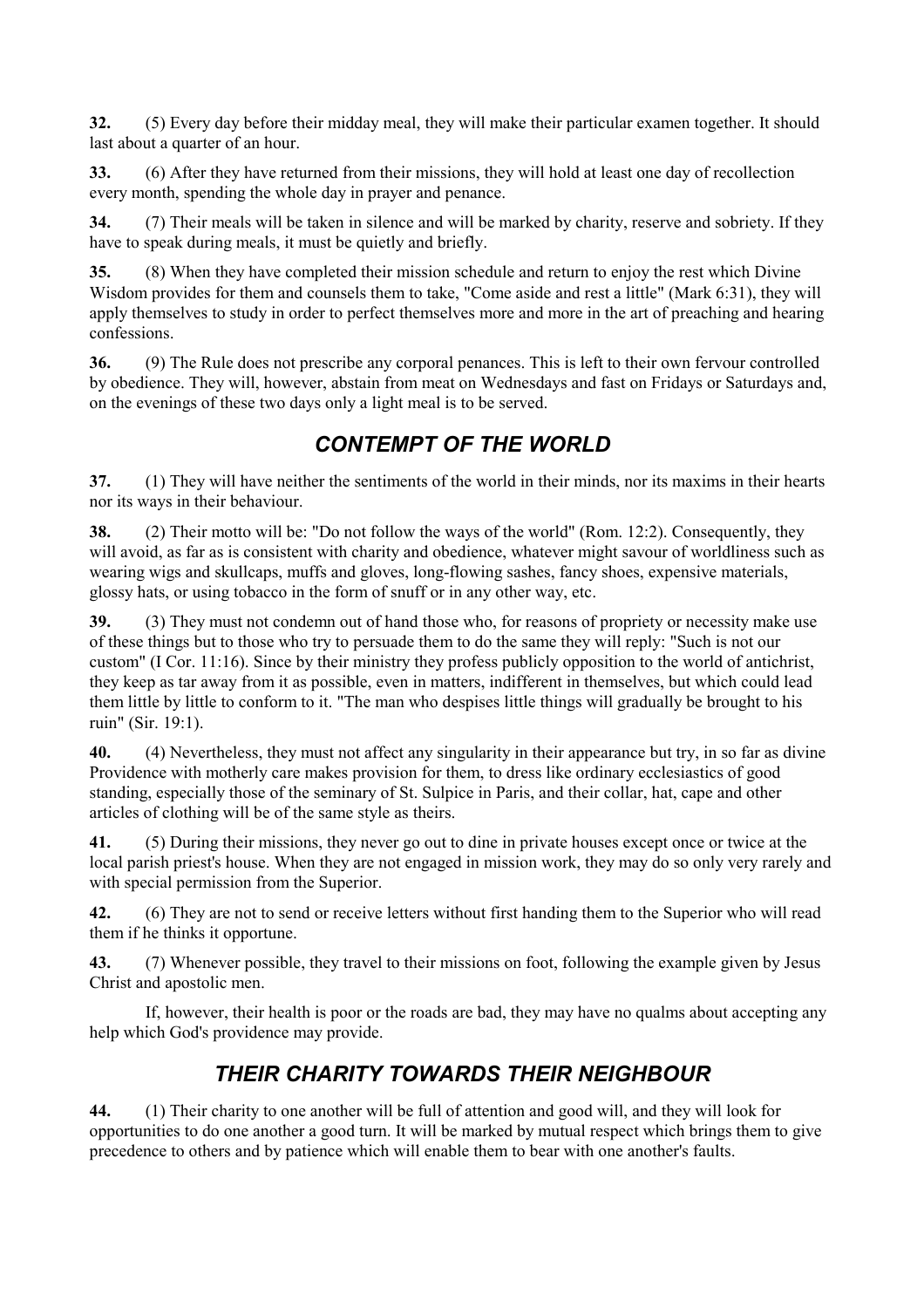**32.** (5) Every day before their midday meal, they will make their particular examen together. It should last about a quarter of an hour.

**33.** (6) After they have returned from their missions, they will hold at least one day of recollection every month, spending the whole day in prayer and penance.

**34.** (7) Their meals will be taken in silence and will be marked by charity, reserve and sobriety. If they have to speak during meals, it must be quietly and briefly.

**35.** (8) When they have completed their mission schedule and return to enjoy the rest which Divine Wisdom provides for them and counsels them to take, "Come aside and rest a little" (Mark 6:31), they will apply themselves to study in order to perfect themselves more and more in the art of preaching and hearing confessions.

**36.** (9) The Rule does not prescribe any corporal penances. This is left to their own fervour controlled by obedience. They will, however, abstain from meat on Wednesdays and fast on Fridays or Saturdays and, on the evenings of these two days only a light meal is to be served.

## *CONTEMPT OF THE WORLD*

**37.** (1) They will have neither the sentiments of the world in their minds, nor its maxims in their hearts nor its ways in their behaviour.

**38.** (2) Their motto will be: "Do not follow the ways of the world" (Rom. 12:2). Consequently, they will avoid, as far as is consistent with charity and obedience, whatever might savour of worldliness such as wearing wigs and skullcaps, muffs and gloves, long-flowing sashes, fancy shoes, expensive materials, glossy hats, or using tobacco in the form of snuff or in any other way, etc.

**39.** (3) They must not condemn out of hand those who, for reasons of propriety or necessity make use of these things but to those who try to persuade them to do the same they will reply: "Such is not our custom" (I Cor. 11:16). Since by their ministry they profess publicly opposition to the world of antichrist, they keep as tar away from it as possible, even in matters, indifferent in themselves, but which could lead them little by little to conform to it. "The man who despises little things will gradually be brought to his ruin" (Sir. 19:1).

**40.** (4) Nevertheless, they must not affect any singularity in their appearance but try, in so far as divine Providence with motherly care makes provision for them, to dress like ordinary ecclesiastics of good standing, especially those of the seminary of St. Sulpice in Paris, and their collar, hat, cape and other articles of clothing will be of the same style as theirs.

**41.** (5) During their missions, they never go out to dine in private houses except once or twice at the local parish priest's house. When they are not engaged in mission work, they may do so only very rarely and with special permission from the Superior.

**42.** (6) They are not to send or receive letters without first handing them to the Superior who will read them if he thinks it opportune.

**43.** (7) Whenever possible, they travel to their missions on foot, following the example given by Jesus Christ and apostolic men.

If, however, their health is poor or the roads are bad, they may have no qualms about accepting any help which God's providence may provide.

## *THEIR CHARITY TOWARDS THEIR NEIGHBOUR*

**44.** (1) Their charity to one another will be full of attention and good will, and they will look for opportunities to do one another a good turn. It will be marked by mutual respect which brings them to give precedence to others and by patience which will enable them to bear with one another's faults.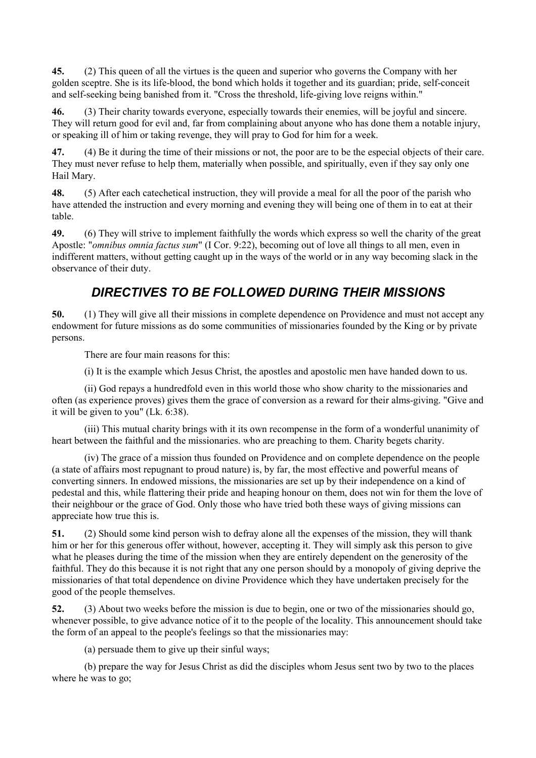**45.** (2) This queen of all the virtues is the queen and superior who governs the Company with her golden sceptre. She is its life-blood, the bond which holds it together and its guardian; pride, self-conceit and self-seeking being banished from it. "Cross the threshold, life-giving love reigns within."

**46.** (3) Their charity towards everyone, especially towards their enemies, will be joyful and sincere. They will return good for evil and, far from complaining about anyone who has done them a notable injury, or speaking ill of him or taking revenge, they will pray to God for him for a week.

**47.** (4) Be it during the time of their missions or not, the poor are to be the especial objects of their care. They must never refuse to help them, materially when possible, and spiritually, even if they say only one Hail Mary.

**48.** (5) After each catechetical instruction, they will provide a meal for all the poor of the parish who have attended the instruction and every morning and evening they will being one of them in to eat at their table.

**49.** (6) They will strive to implement faithfully the words which express so well the charity of the great Apostle: "*omnibus omnia factus sum*" (I Cor. 9:22), becoming out of love all things to all men, even in indifferent matters, without getting caught up in the ways of the world or in any way becoming slack in the observance of their duty.

## *DIRECTIVES TO BE FOLLOWED DURING THEIR MISSIONS*

**50.** (1) They will give all their missions in complete dependence on Providence and must not accept any endowment for future missions as do some communities of missionaries founded by the King or by private persons.

There are four main reasons for this:

(i) It is the example which Jesus Christ, the apostles and apostolic men have handed down to us.

(ii) God repays a hundredfold even in this world those who show charity to the missionaries and often (as experience proves) gives them the grace of conversion as a reward for their alms-giving. "Give and it will be given to you" (Lk. 6:38).

(iii) This mutual charity brings with it its own recompense in the form of a wonderful unanimity of heart between the faithful and the missionaries. who are preaching to them. Charity begets charity.

(iv) The grace of a mission thus founded on Providence and on complete dependence on the people (a state of affairs most repugnant to proud nature) is, by far, the most effective and powerful means of converting sinners. In endowed missions, the missionaries are set up by their independence on a kind of pedestal and this, while flattering their pride and heaping honour on them, does not win for them the love of their neighbour or the grace of God. Only those who have tried both these ways of giving missions can appreciate how true this is.

**51.** (2) Should some kind person wish to defray alone all the expenses of the mission, they will thank him or her for this generous offer without, however, accepting it. They will simply ask this person to give what he pleases during the time of the mission when they are entirely dependent on the generosity of the faithful. They do this because it is not right that any one person should by a monopoly of giving deprive the missionaries of that total dependence on divine Providence which they have undertaken precisely for the good of the people themselves.

**52.** (3) About two weeks before the mission is due to begin, one or two of the missionaries should go, whenever possible, to give advance notice of it to the people of the locality. This announcement should take the form of an appeal to the people's feelings so that the missionaries may:

(a) persuade them to give up their sinful ways;

(b) prepare the way for Jesus Christ as did the disciples whom Jesus sent two by two to the places where he was to go;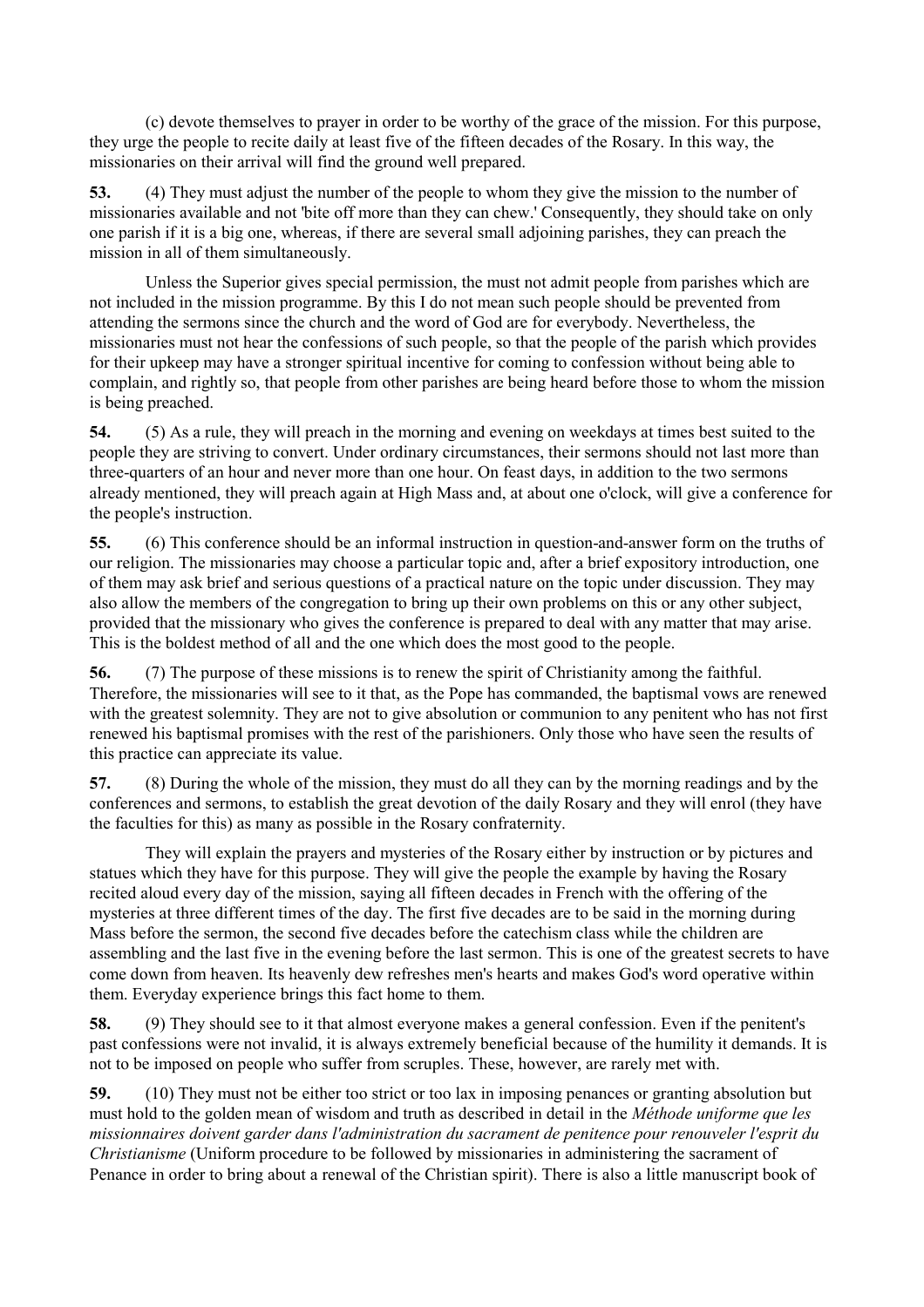(c) devote themselves to prayer in order to be worthy of the grace of the mission. For this purpose, they urge the people to recite daily at least five of the fifteen decades of the Rosary. In this way, the missionaries on their arrival will find the ground well prepared.

**53.** (4) They must adjust the number of the people to whom they give the mission to the number of missionaries available and not 'bite off more than they can chew.' Consequently, they should take on only one parish if it is a big one, whereas, if there are several small adjoining parishes, they can preach the mission in all of them simultaneously.

Unless the Superior gives special permission, the must not admit people from parishes which are not included in the mission programme. By this I do not mean such people should be prevented from attending the sermons since the church and the word of God are for everybody. Nevertheless, the missionaries must not hear the confessions of such people, so that the people of the parish which provides for their upkeep may have a stronger spiritual incentive for coming to confession without being able to complain, and rightly so, that people from other parishes are being heard before those to whom the mission is being preached.

**54.** (5) As a rule, they will preach in the morning and evening on weekdays at times best suited to the people they are striving to convert. Under ordinary circumstances, their sermons should not last more than three-quarters of an hour and never more than one hour. On feast days, in addition to the two sermons already mentioned, they will preach again at High Mass and, at about one o'clock, will give a conference for the people's instruction.

**55.** (6) This conference should be an informal instruction in question-and-answer form on the truths of our religion. The missionaries may choose a particular topic and, after a brief expository introduction, one of them may ask brief and serious questions of a practical nature on the topic under discussion. They may also allow the members of the congregation to bring up their own problems on this or any other subject, provided that the missionary who gives the conference is prepared to deal with any matter that may arise. This is the boldest method of all and the one which does the most good to the people.

**56.** (7) The purpose of these missions is to renew the spirit of Christianity among the faithful. Therefore, the missionaries will see to it that, as the Pope has commanded, the baptismal vows are renewed with the greatest solemnity. They are not to give absolution or communion to any penitent who has not first renewed his baptismal promises with the rest of the parishioners. Only those who have seen the results of this practice can appreciate its value.

**57.** (8) During the whole of the mission, they must do all they can by the morning readings and by the conferences and sermons, to establish the great devotion of the daily Rosary and they will enrol (they have the faculties for this) as many as possible in the Rosary confraternity.

They will explain the prayers and mysteries of the Rosary either by instruction or by pictures and statues which they have for this purpose. They will give the people the example by having the Rosary recited aloud every day of the mission, saying all fifteen decades in French with the offering of the mysteries at three different times of the day. The first five decades are to be said in the morning during Mass before the sermon, the second five decades before the catechism class while the children are assembling and the last five in the evening before the last sermon. This is one of the greatest secrets to have come down from heaven. Its heavenly dew refreshes men's hearts and makes God's word operative within them. Everyday experience brings this fact home to them.

**58.** (9) They should see to it that almost everyone makes a general confession. Even if the penitent's past confessions were not invalid, it is always extremely beneficial because of the humility it demands. It is not to be imposed on people who suffer from scruples. These, however, are rarely met with.

**59.** (10) They must not be either too strict or too lax in imposing penances or granting absolution but must hold to the golden mean of wisdom and truth as described in detail in the *Méthode uniforme que les missionnaires doivent garder dans l'administration du sacrament de penitence pour renouveler l'esprit du Christianisme* (Uniform procedure to be followed by missionaries in administering the sacrament of Penance in order to bring about a renewal of the Christian spirit). There is also a little manuscript book of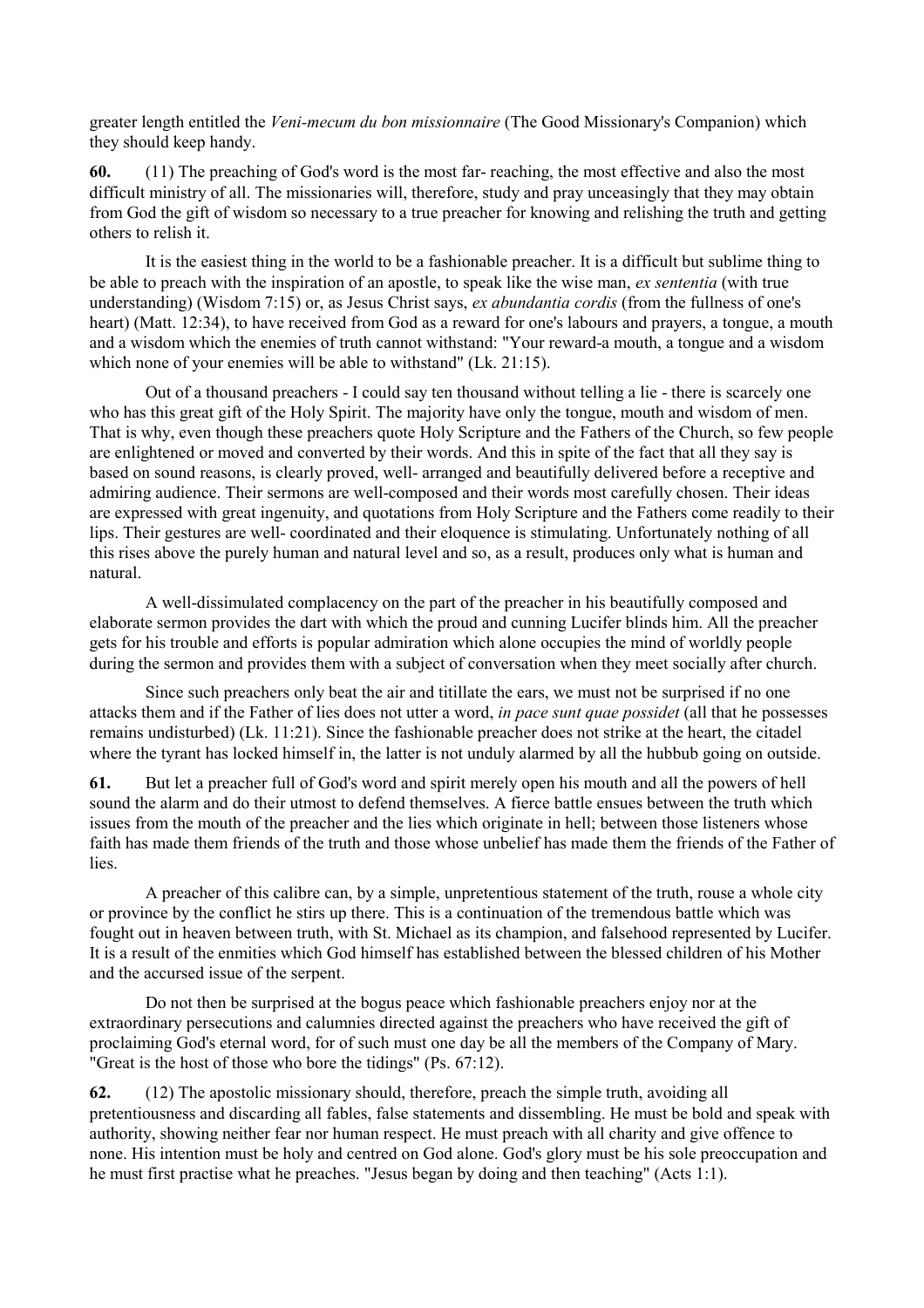greater length entitled the *Veni-mecum du bon missionnaire* (The Good Missionary's Companion) which they should keep handy.

**60.** (11) The preaching of God's word is the most far- reaching, the most effective and also the most difficult ministry of all. The missionaries will, therefore, study and pray unceasingly that they may obtain from God the gift of wisdom so necessary to a true preacher for knowing and relishing the truth and getting others to relish it.

It is the easiest thing in the world to be a fashionable preacher. It is a difficult but sublime thing to be able to preach with the inspiration of an apostle, to speak like the wise man, *ex sententia* (with true understanding) (Wisdom 7:15) or, as Jesus Christ says, *ex abundantia cordis* (from the fullness of one's heart) (Matt. 12:34), to have received from God as a reward for one's labours and prayers, a tongue, a mouth and a wisdom which the enemies of truth cannot withstand: "Your reward-a mouth, a tongue and a wisdom which none of your enemies will be able to withstand" (Lk. 21:15).

Out of a thousand preachers - I could say ten thousand without telling a lie - there is scarcely one who has this great gift of the Holy Spirit. The majority have only the tongue, mouth and wisdom of men. That is why, even though these preachers quote Holy Scripture and the Fathers of the Church, so few people are enlightened or moved and converted by their words. And this in spite of the fact that all they say is based on sound reasons, is clearly proved, well- arranged and beautifully delivered before a receptive and admiring audience. Their sermons are well-composed and their words most carefully chosen. Their ideas are expressed with great ingenuity, and quotations from Holy Scripture and the Fathers come readily to their lips. Their gestures are well- coordinated and their eloquence is stimulating. Unfortunately nothing of all this rises above the purely human and natural level and so, as a result, produces only what is human and natural.

A well-dissimulated complacency on the part of the preacher in his beautifully composed and elaborate sermon provides the dart with which the proud and cunning Lucifer blinds him. All the preacher gets for his trouble and efforts is popular admiration which alone occupies the mind of worldly people during the sermon and provides them with a subject of conversation when they meet socially after church.

Since such preachers only beat the air and titillate the ears, we must not be surprised if no one attacks them and if the Father of lies does not utter a word, *in pace sunt quae possidet* (all that he possesses remains undisturbed) (Lk. 11:21). Since the fashionable preacher does not strike at the heart, the citadel where the tyrant has locked himself in, the latter is not unduly alarmed by all the hubbub going on outside.

**61.** But let a preacher full of God's word and spirit merely open his mouth and all the powers of hell sound the alarm and do their utmost to defend themselves. A fierce battle ensues between the truth which issues from the mouth of the preacher and the lies which originate in hell; between those listeners whose faith has made them friends of the truth and those whose unbelief has made them the friends of the Father of lies.

A preacher of this calibre can, by a simple, unpretentious statement of the truth, rouse a whole city or province by the conflict he stirs up there. This is a continuation of the tremendous battle which was fought out in heaven between truth, with St. Michael as its champion, and falsehood represented by Lucifer. It is a result of the enmities which God himself has established between the blessed children of his Mother and the accursed issue of the serpent.

Do not then be surprised at the bogus peace which fashionable preachers enjoy nor at the extraordinary persecutions and calumnies directed against the preachers who have received the gift of proclaiming God's eternal word, for of such must one day be all the members of the Company of Mary. "Great is the host of those who bore the tidings" (Ps. 67:12).

**62.** (12) The apostolic missionary should, therefore, preach the simple truth, avoiding all pretentiousness and discarding all fables, false statements and dissembling. He must be bold and speak with authority, showing neither fear nor human respect. He must preach with all charity and give offence to none. His intention must be holy and centred on God alone. God's glory must be his sole preoccupation and he must first practise what he preaches. "Jesus began by doing and then teaching" (Acts 1:1).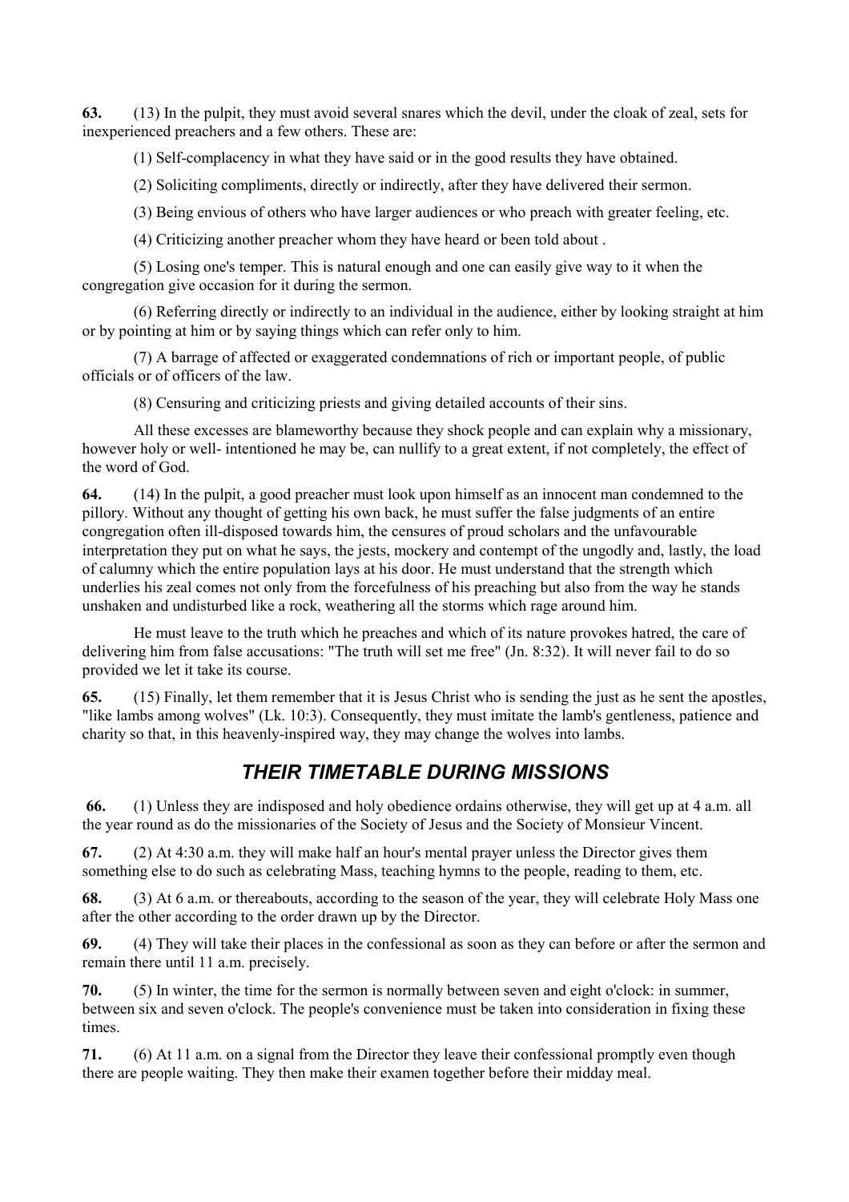**63.** (13) In the pulpit, they must avoid several snares which the devil, under the cloak of zeal, sets for inexperienced preachers and a few others. These are:

(1) Self-complacency in what they have said or in the good results they have obtained.

(2) Soliciting compliments, directly or indirectly, after they have delivered their sermon.

(3) Being envious of others who have larger audiences or who preach with greater feeling, etc.

(4) Criticizing another preacher whom they have heard or been told about .

(5) Losing one's temper. This is natural enough and one can easily give way to it when the congregation give occasion for it during the sermon.

(6) Referring directly or indirectly to an individual in the audience, either by looking straight at him or by pointing at him or by saying things which can refer only to him.

(7) A barrage of affected or exaggerated condemnations of rich or important people, of public officials or of officers of the law.

(8) Censuring and criticizing priests and giving detailed accounts of their sins.

All these excesses are blameworthy because they shock people and can explain why a missionary, however holy or well- intentioned he may be, can nullify to a great extent, if not completely, the effect of the word of God.

**64.** (14) In the pulpit, a good preacher must look upon himself as an innocent man condemned to the pillory. Without any thought of getting his own back, he must suffer the false judgments of an entire congregation often ill-disposed towards him, the censures of proud scholars and the unfavourable interpretation they put on what he says, the jests, mockery and contempt of the ungodly and, lastly, the load of calumny which the entire population lays at his door. He must understand that the strength which underlies his zeal comes not only from the forcefulness of his preaching but also from the way he stands unshaken and undisturbed like a rock, weathering all the storms which rage around him.

He must leave to the truth which he preaches and which of its nature provokes hatred, the care of delivering him from false accusations: "The truth will set me free" (Jn. 8:32). It will never fail to do so provided we let it take its course.

**65.** (15) Finally, let them remember that it is Jesus Christ who is sending the just as he sent the apostles, "like lambs among wolves" (Lk. 10:3). Consequently, they must imitate the lamb's gentleness, patience and charity so that, in this heavenly-inspired way, they may change the wolves into lambs.

## *THEIR TIMETABLE DURING MISSIONS*

**66.** (1) Unless they are indisposed and holy obedience ordains otherwise, they will get up at 4 a.m. all the year round as do the missionaries of the Society of Jesus and the Society of Monsieur Vincent.

**67.** (2) At 4:30 a.m. they will make half an hour's mental prayer unless the Director gives them something else to do such as celebrating Mass, teaching hymns to the people, reading to them, etc.

**68.** (3) At 6 a.m. or thereabouts, according to the season of the year, they will celebrate Holy Mass one after the other according to the order drawn up by the Director.

**69.** (4) They will take their places in the confessional as soon as they can before or after the sermon and remain there until 11 a.m. precisely.

**70.** (5) In winter, the time for the sermon is normally between seven and eight o'clock: in summer, between six and seven o'clock. The people's convenience must be taken into consideration in fixing these times.

**71.** (6) At 11 a.m. on a signal from the Director they leave their confessional promptly even though there are people waiting. They then make their examen together before their midday meal.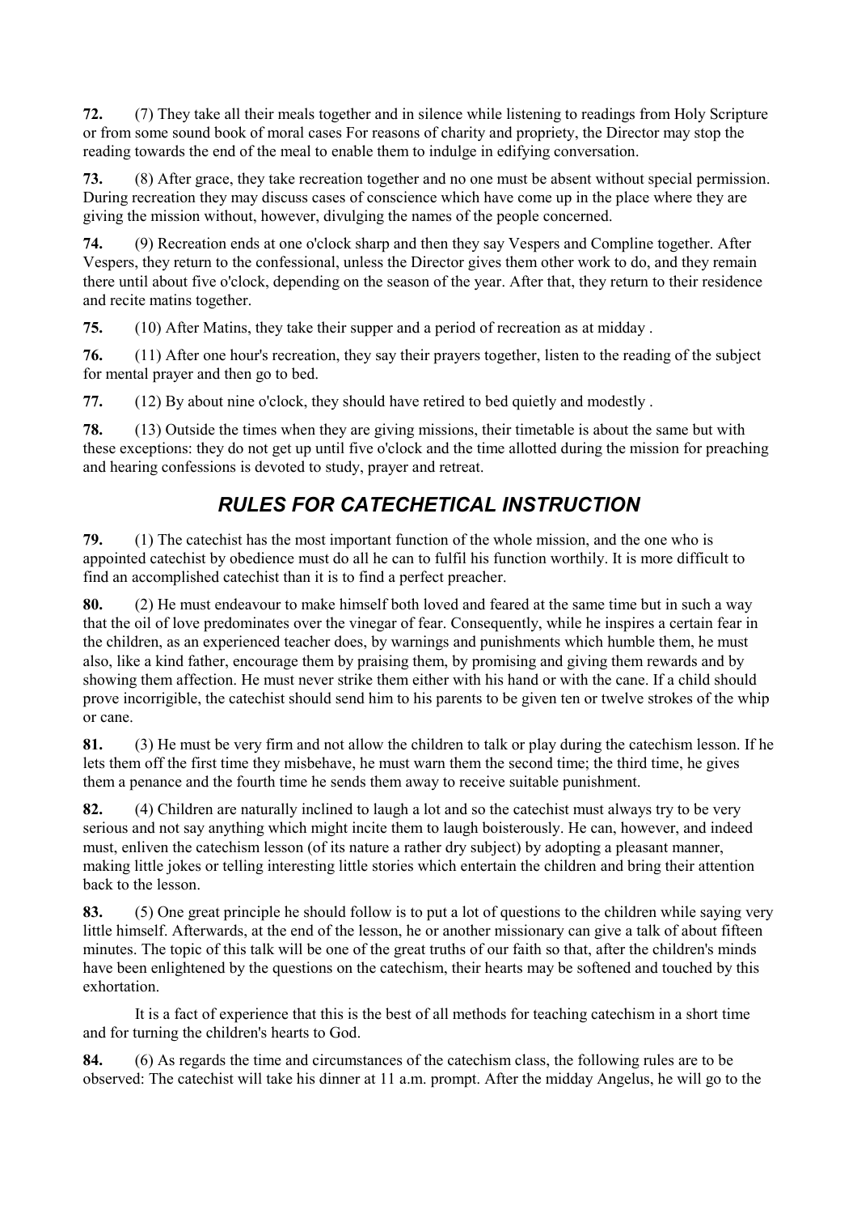**72.** (7) They take all their meals together and in silence while listening to readings from Holy Scripture or from some sound book of moral cases For reasons of charity and propriety, the Director may stop the reading towards the end of the meal to enable them to indulge in edifying conversation.

**73.** (8) After grace, they take recreation together and no one must be absent without special permission. During recreation they may discuss cases of conscience which have come up in the place where they are giving the mission without, however, divulging the names of the people concerned.

**74.** (9) Recreation ends at one o'clock sharp and then they say Vespers and Compline together. After Vespers, they return to the confessional, unless the Director gives them other work to do, and they remain there until about five o'clock, depending on the season of the year. After that, they return to their residence and recite matins together.

**75.** (10) After Matins, they take their supper and a period of recreation as at midday .

**76.** (11) After one hour's recreation, they say their prayers together, listen to the reading of the subject for mental prayer and then go to bed.

**77.** (12) By about nine o'clock, they should have retired to bed quietly and modestly .

**78.** (13) Outside the times when they are giving missions, their timetable is about the same but with these exceptions: they do not get up until five o'clock and the time allotted during the mission for preaching and hearing confessions is devoted to study, prayer and retreat.

## *RULES FOR CATECHETICAL INSTRUCTION*

**79.** (1) The catechist has the most important function of the whole mission, and the one who is appointed catechist by obedience must do all he can to fulfil his function worthily. It is more difficult to find an accomplished catechist than it is to find a perfect preacher.

**80.** (2) He must endeavour to make himself both loved and feared at the same time but in such a way that the oil of love predominates over the vinegar of fear. Consequently, while he inspires a certain fear in the children, as an experienced teacher does, by warnings and punishments which humble them, he must also, like a kind father, encourage them by praising them, by promising and giving them rewards and by showing them affection. He must never strike them either with his hand or with the cane. If a child should prove incorrigible, the catechist should send him to his parents to be given ten or twelve strokes of the whip or cane.

**81.** (3) He must be very firm and not allow the children to talk or play during the catechism lesson. If he lets them off the first time they misbehave, he must warn them the second time; the third time, he gives them a penance and the fourth time he sends them away to receive suitable punishment.

**82.** (4) Children are naturally inclined to laugh a lot and so the catechist must always try to be very serious and not say anything which might incite them to laugh boisterously. He can, however, and indeed must, enliven the catechism lesson (of its nature a rather dry subject) by adopting a pleasant manner, making little jokes or telling interesting little stories which entertain the children and bring their attention back to the lesson.

**83.** (5) One great principle he should follow is to put a lot of questions to the children while saying very little himself. Afterwards, at the end of the lesson, he or another missionary can give a talk of about fifteen minutes. The topic of this talk will be one of the great truths of our faith so that, after the children's minds have been enlightened by the questions on the catechism, their hearts may be softened and touched by this exhortation.

It is a fact of experience that this is the best of all methods for teaching catechism in a short time and for turning the children's hearts to God.

**84.** (6) As regards the time and circumstances of the catechism class, the following rules are to be observed: The catechist will take his dinner at 11 a.m. prompt. After the midday Angelus, he will go to the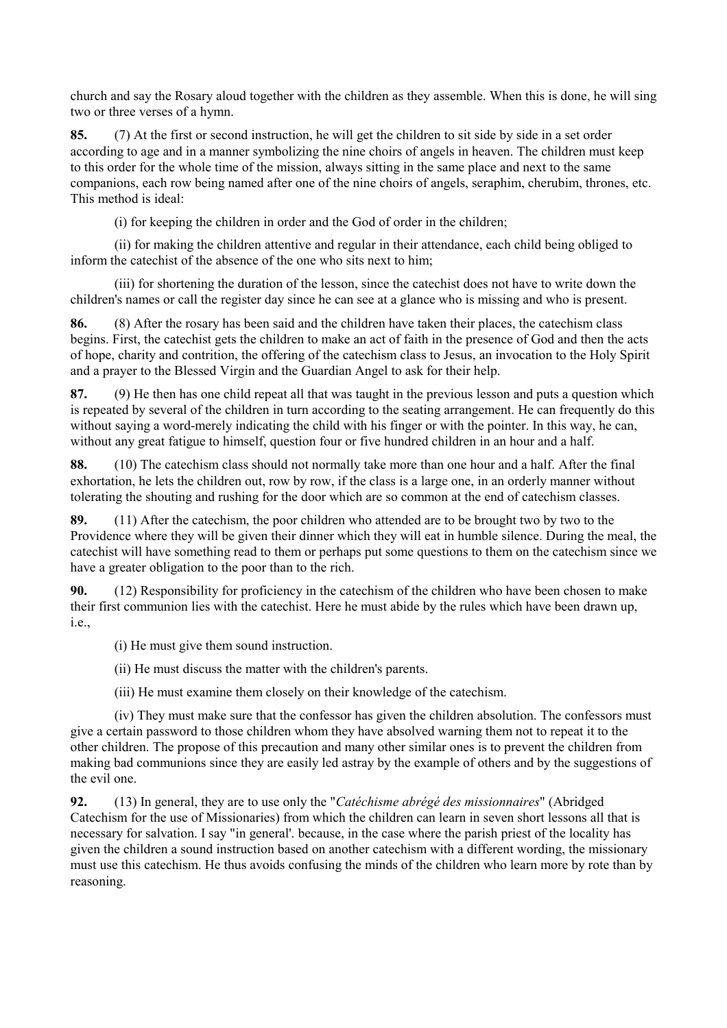church and say the Rosary aloud together with the children as they assemble. When this is done, he will sing two or three verses of a hymn.

**85.** (7) At the first or second instruction, he will get the children to sit side by side in a set order according to age and in a manner symbolizing the nine choirs of angels in heaven. The children must keep to this order for the whole time of the mission, always sitting in the same place and next to the same companions, each row being named after one of the nine choirs of angels, seraphim, cherubim, thrones, etc. This method is ideal:

(i) for keeping the children in order and the God of order in the children;

(ii) for making the children attentive and regular in their attendance, each child being obliged to inform the catechist of the absence of the one who sits next to him;

(iii) for shortening the duration of the lesson, since the catechist does not have to write down the children's names or call the register day since he can see at a glance who is missing and who is present.

**86.** (8) After the rosary has been said and the children have taken their places, the catechism class begins. First, the catechist gets the children to make an act of faith in the presence of God and then the acts of hope, charity and contrition, the offering of the catechism class to Jesus, an invocation to the Holy Spirit and a prayer to the Blessed Virgin and the Guardian Angel to ask for their help.

**87.** (9) He then has one child repeat all that was taught in the previous lesson and puts a question which is repeated by several of the children in turn according to the seating arrangement. He can frequently do this without saying a word-merely indicating the child with his finger or with the pointer. In this way, he can, without any great fatigue to himself, question four or five hundred children in an hour and a half.

**88.** (10) The catechism class should not normally take more than one hour and a half. After the final exhortation, he lets the children out, row by row, if the class is a large one, in an orderly manner without tolerating the shouting and rushing for the door which are so common at the end of catechism classes.

**89.** (11) After the catechism, the poor children who attended are to be brought two by two to the Providence where they will be given their dinner which they will eat in humble silence. During the meal, the catechist will have something read to them or perhaps put some questions to them on the catechism since we have a greater obligation to the poor than to the rich.

**90.** (12) Responsibility for proficiency in the catechism of the children who have been chosen to make their first communion lies with the catechist. Here he must abide by the rules which have been drawn up, i.e.,

(i) He must give them sound instruction.

(ii) He must discuss the matter with the children's parents.

(iii) He must examine them closely on their knowledge of the catechism.

(iv) They must make sure that the confessor has given the children absolution. The confessors must give a certain password to those children whom they have absolved warning them not to repeat it to the other children. The propose of this precaution and many other similar ones is to prevent the children from making bad communions since they are easily led astray by the example of others and by the suggestions of the evil one.

**92.** (13) In general, they are to use only the "*Catéchisme abrégé des missionnaires*" (Abridged Catechism for the use of Missionaries) from which the children can learn in seven short lessons all that is necessary for salvation. I say "in general'. because, in the case where the parish priest of the locality has given the children a sound instruction based on another catechism with a different wording, the missionary must use this catechism. He thus avoids confusing the minds of the children who learn more by rote than by reasoning.